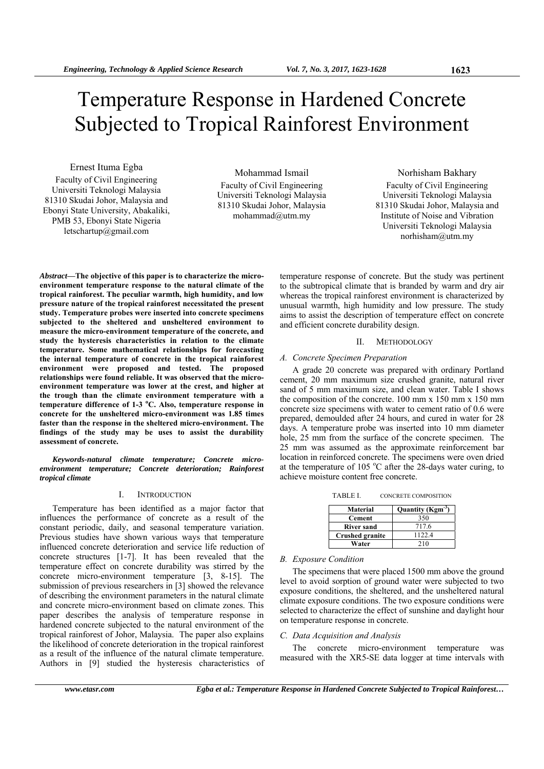# Temperature Response in Hardened Concrete Subjected to Tropical Rainforest Environment

Ernest Ituma Egba
Faculty of Civil Engineering
Universiti Teknologi Malaysia
81310 Skudai Johor, Malaysia and
Ebonyi State University, Abakaliki,
PMB 53, Ebonyi State Nigeria
letschartup@gmail.com

Mohammad Ismail
Faculty of Civil Engineering
Universiti Teknologi Malaysia
81310 Skudai Johor, Malaysia
mohammad@utm.my

Norhisham Bakhary
Faculty of Civil Engineering
Universiti Teknologi Malaysia
81310 Skudai Johor, Malaysia and
Institute of Noise and Vibration
Universiti Teknologi Malaysia
norhisham@utm.my

***Abstract*—The objective of this paper is to characterize the micro-environment temperature response to the natural climate of the tropical rainforest. The peculiar warmth, high humidity, and low pressure nature of the tropical rainforest necessitated the present study. Temperature probes were inserted into concrete specimens subjected to the sheltered and unsheltered environment to measure the micro-environment temperature of the concrete, and study the hysteresis characteristics in relation to the climate temperature. Some mathematical relationships for forecasting the internal temperature of concrete in the tropical rainforest environment were proposed and tested. The proposed relationships were found reliable. It was observed that the micro-environment temperature was lower at the crest, and higher at the trough than the climate environment temperature with a temperature difference of 1-3 °C. Also, temperature response in concrete for the unsheltered micro-environment was 1.85 times faster than the response in the sheltered micro-environment. The findings of the study may be uses to assist the durability assessment of concrete.**

***Keywords-natural climate temperature; Concrete micro-environment temperature; Concrete deterioration; Rainforest tropical climate***

## I. INTRODUCTION

Temperature has been identified as a major factor that influences the performance of concrete as a result of the constant periodic, daily, and seasonal temperature variation. Previous studies have shown various ways that temperature influenced concrete deterioration and service life reduction of concrete structures [1-7]. It has been revealed that the temperature effect on concrete durability was stirred by the concrete micro-environment temperature [3, 8-15]. The submission of previous researchers in [3] showed the relevance of describing the environment parameters in the natural climate and concrete micro-environment based on climate zones. This paper describes the analysis of temperature response in hardened concrete subjected to the natural environment of the tropical rainforest of Johor, Malaysia. The paper also explains the likelihood of concrete deterioration in the tropical rainforest as a result of the influence of the natural climate temperature. Authors in [9] studied the hysteresis characteristics of temperature response of concrete. But the study was pertinent to the subtropical climate that is branded by warm and dry air whereas the tropical rainforest environment is characterized by unusual warmth, high humidity and low pressure. The study aims to assist the description of temperature effect on concrete and efficient concrete durability design.

## II. METHODOLOGY

### *A. Concrete Specimen Preparation*

A grade 20 concrete was prepared with ordinary Portland cement, 20 mm maximum size crushed granite, natural river sand of 5 mm maximum size, and clean water. Table I shows the composition of the concrete. 100 mm x 150 mm x 150 mm concrete size specimens with water to cement ratio of 0.6 were prepared, demoulded after 24 hours, and cured in water for 28 days. A temperature probe was inserted into 10 mm diameter hole, 25 mm from the surface of the concrete specimen. The 25 mm was assumed as the approximate reinforcement bar location in reinforced concrete. The specimens were oven dried at the temperature of 105 °C after the 28-days water curing, to achieve moisture content free concrete.

TABLE I. CONCRETE COMPOSITION

| Material | Quantity ($Kgm^{-3}$) |
|---|---|
| Cement | 350 |
| River sand | 717.6 |
| Crushed granite | 1122.4 |
| Water | 210 |

### *B. Exposure Condition*

The specimens that were placed 1500 mm above the ground level to avoid sorption of ground water were subjected to two exposure conditions, the sheltered, and the unsheltered natural climate exposure conditions. The two exposure conditions were selected to characterize the effect of sunshine and daylight hour on temperature response in concrete.

### *C. Data Acquisition and Analysis*

The concrete micro-environment temperature was measured with the XR5-SE data logger at time intervals with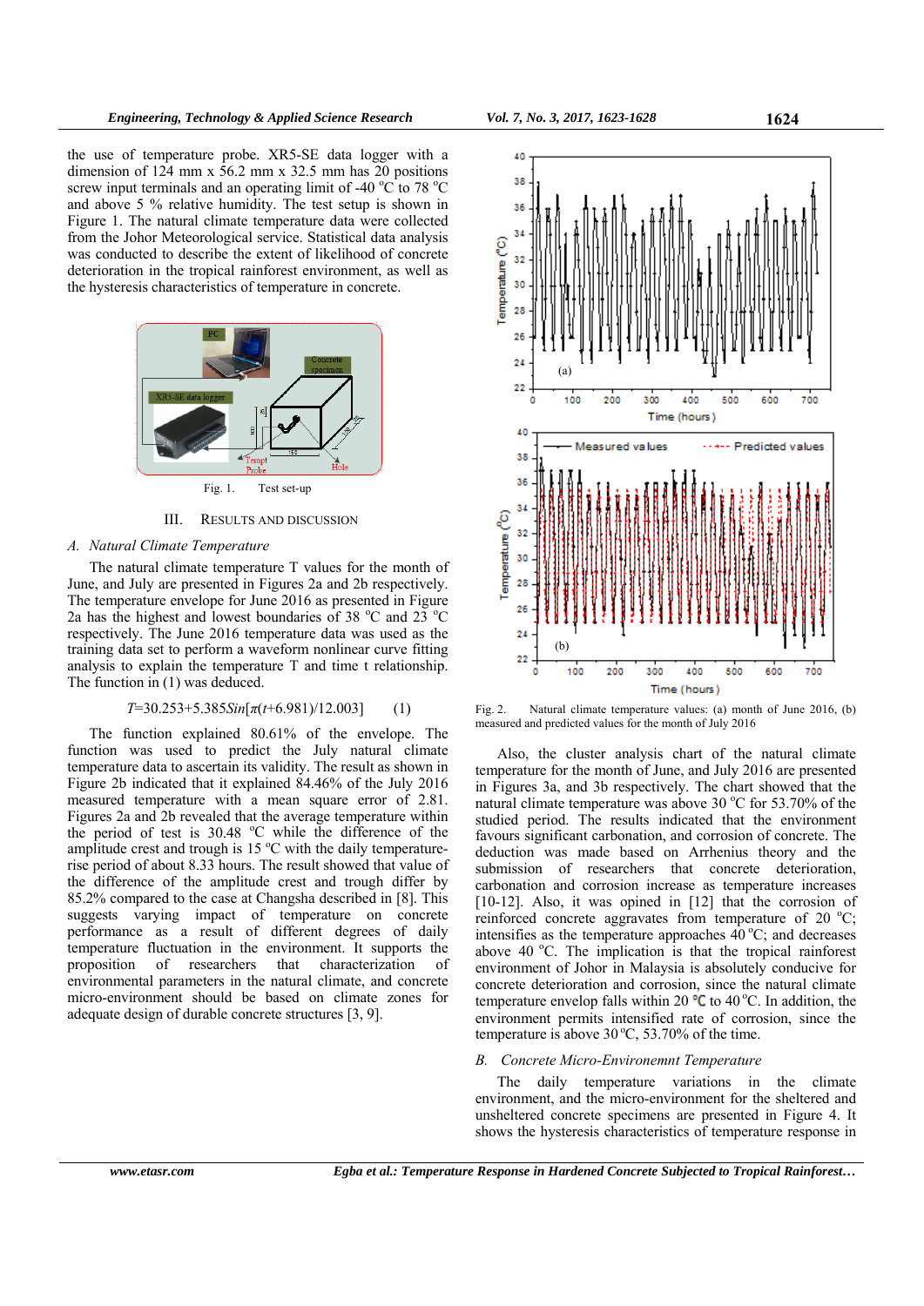the use of temperature probe. XR5-SE data logger with a dimension of 124 mm x 56.2 mm x 32.5 mm has 20 positions screw input terminals and an operating limit of -40 °C to 78 °C and above 5 % relative humidity. The test setup is shown in Figure 1. The natural climate temperature data were collected from the Johor Meteorological service. Statistical data analysis was conducted to describe the extent of likelihood of concrete deterioration in the tropical rainforest environment, as well as the hysteresis characteristics of temperature in concrete.

Fig. 1. Test set-up

## III. RESULTS AND DISCUSSION

### A. Natural Climate Temperature

The natural climate temperature T values for the month of June, and July are presented in Figures 2a and 2b respectively. The temperature envelope for June 2016 as presented in Figure 2a has the highest and lowest boundaries of 38 °C and 23 °C respectively. The June 2016 temperature data was used as the training data set to perform a waveform nonlinear curve fitting analysis to explain the temperature T and time t relationship. The function in (1) was deduced.

$$T = 30.253 + 5.385 Sin[\pi(t + 6.981)/12.003] \quad (1)$$

The function explained 80.61% of the envelope. The function was used to predict the July natural climate temperature data to ascertain its validity. The result as shown in Figure 2b indicated that it explained 84.46% of the July 2016 measured temperature with a mean square error of 2.81. Figures 2a and 2b revealed that the average temperature within the period of test is 30.48 °C while the difference of the amplitude crest and trough is 15 °C with the daily temperature-rise period of about 8.33 hours. The result showed that value of the difference of the amplitude crest and trough differ by 85.2% compared to the case at Changsha described in [8]. This suggests varying impact of temperature on concrete performance as a result of different degrees of daily temperature fluctuation in the environment. It supports the proposition of researchers that characterization of environmental parameters in the natural climate, and concrete micro-environment should be based on climate zones for adequate design of durable concrete structures [3, 9].

Fig. 2. Natural climate temperature values: (a) month of June 2016, (b) measured and predicted values for the month of July 2016

Also, the cluster analysis chart of the natural climate temperature for the month of June, and July 2016 are presented in Figures 3a, and 3b respectively. The chart showed that the natural climate temperature was above 30 °C for 53.70% of the studied period. The results indicated that the environment favours significant carbonation, and corrosion of concrete. The deduction was made based on Arrhenius theory and the submission of researchers that concrete deterioration, carbonation and corrosion increase as temperature increases [10-12]. Also, it was opined in [12] that the corrosion of reinforced concrete aggravates from temperature of 20 °C; intensifies as the temperature approaches 40 °C; and decreases above 40 °C. The implication is that the tropical rainforest environment of Johor in Malaysia is absolutely conducive for concrete deterioration and corrosion, since the natural climate temperature envelop falls within 20 ℃ to 40 °C. In addition, the environment permits intensified rate of corrosion, since the temperature is above 30 °C, 53.70% of the time.

### B. Concrete Micro-Environemnt Temperature

The daily temperature variations in the climate environment, and the micro-environment for the sheltered and unsheltered concrete specimens are presented in Figure 4. It shows the hysteresis characteristics of temperature response in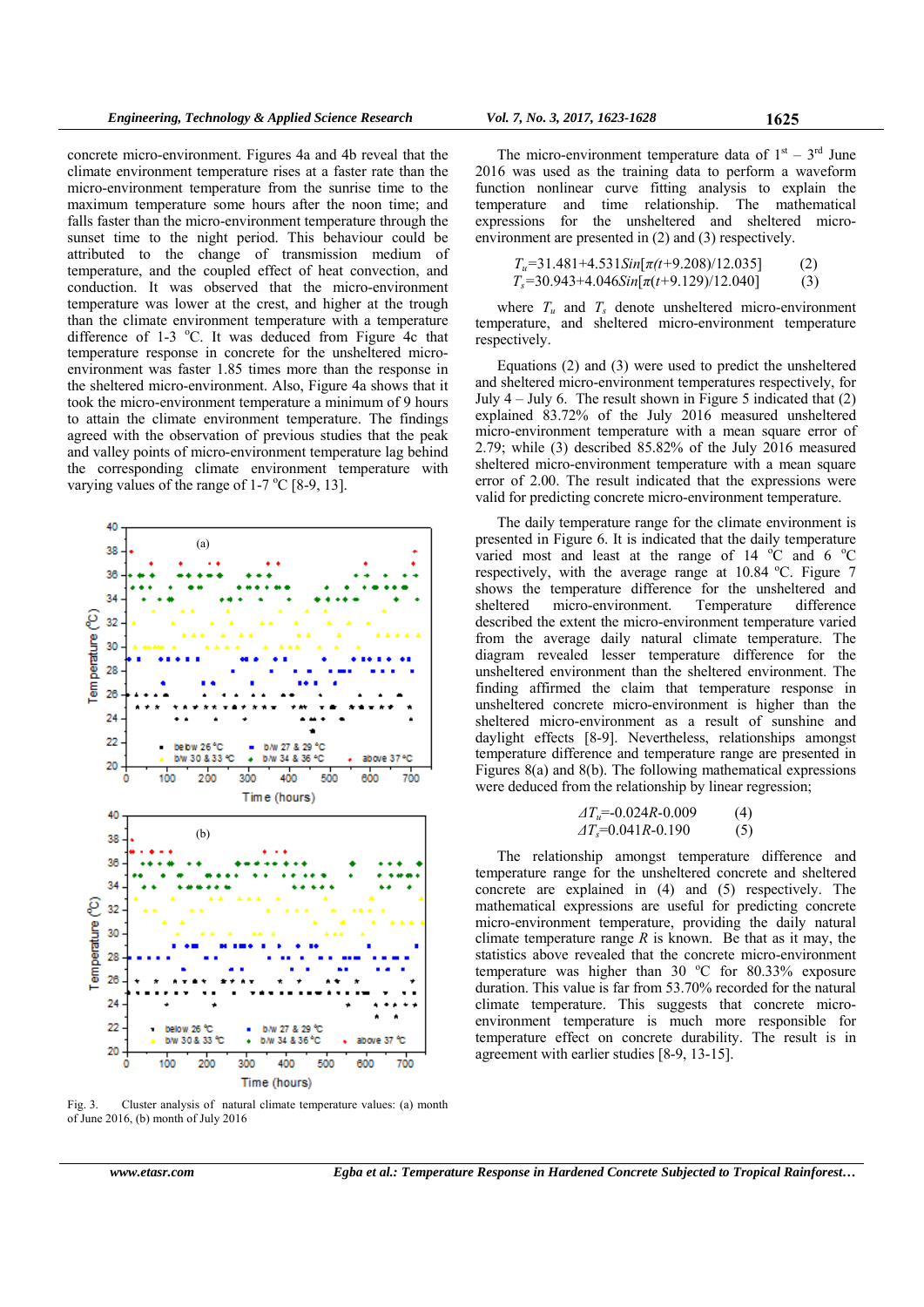concrete micro-environment. Figures 4a and 4b reveal that the climate environment temperature rises at a faster rate than the micro-environment temperature from the sunrise time to the maximum temperature some hours after the noon time; and falls faster than the micro-environment temperature through the sunset time to the night period. This behaviour could be attributed to the change of transmission medium of temperature, and the coupled effect of heat convection, and conduction. It was observed that the micro-environment temperature was lower at the crest, and higher at the trough than the climate environment temperature with a temperature difference of 1-3 °C. It was deduced from Figure 4c that temperature response in concrete for the unsheltered micro-environment was faster 1.85 times more than the response in the sheltered micro-environment. Also, Figure 4a shows that it took the micro-environment temperature a minimum of 9 hours to attain the climate environment temperature. The findings agreed with the observation of previous studies that the peak and valley points of micro-environment temperature lag behind the corresponding climate environment temperature with varying values of the range of 1-7 °C [8-9, 13].

Fig. 3. Cluster analysis of natural climate temperature values: (a) month of June 2016, (b) month of July 2016

The micro-environment temperature data of 1st – 3rd June 2016 was used as the training data to perform a waveform function nonlinear curve fitting analysis to explain the temperature and time relationship. The mathematical expressions for the unsheltered and sheltered micro-environment are presented in (2) and (3) respectively.

$$T_u=31.481+4.531Sin[\pi(t+9.208)/12.035] \quad (2)$$

$$T_s=30.943+4.046Sin[\pi(t+9.129)/12.040] \quad (3)$$

where $T_u$ and $T_s$ denote unsheltered micro-environment temperature, and sheltered micro-environment temperature respectively.

Equations (2) and (3) were used to predict the unsheltered and sheltered micro-environment temperatures respectively, for July 4 – July 6. The result shown in Figure 5 indicated that (2) explained 83.72% of the July 2016 measured unsheltered micro-environment temperature with a mean square error of 2.79; while (3) described 85.82% of the July 2016 measured sheltered micro-environment temperature with a mean square error of 2.00. The result indicated that the expressions were valid for predicting concrete micro-environment temperature.

The daily temperature range for the climate environment is presented in Figure 6. It is indicated that the daily temperature varied most and least at the range of 14 °C and 6 °C respectively, with the average range at 10.84 °C. Figure 7 shows the temperature difference for the unsheltered and sheltered micro-environment. Temperature difference described the extent the micro-environment temperature varied from the average daily natural climate temperature. The diagram revealed lesser temperature difference for the unsheltered environment than the sheltered environment. The finding affirmed the claim that temperature response in unsheltered concrete micro-environment is higher than the sheltered micro-environment as a result of sunshine and daylight effects [8-9]. Nevertheless, relationships amongst temperature difference and temperature range are presented in Figures 8(a) and 8(b). The following mathematical expressions were deduced from the relationship by linear regression;

$$\Delta T_u=-0.024R-0.009 \quad (4)$$

$$\Delta T_s=0.041R-0.190 \quad (5)$$

The relationship amongst temperature difference and temperature range for the unsheltered concrete and sheltered concrete are explained in (4) and (5) respectively. The mathematical expressions are useful for predicting concrete micro-environment temperature, providing the daily natural climate temperature range $R$ is known. Be that as it may, the statistics above revealed that the concrete micro-environment temperature was higher than 30 °C for 80.33% exposure duration. This value is far from 53.70% recorded for the natural climate temperature. This suggests that concrete micro-environment temperature is much more responsible for temperature effect on concrete durability. The result is in agreement with earlier studies [8-9, 13-15].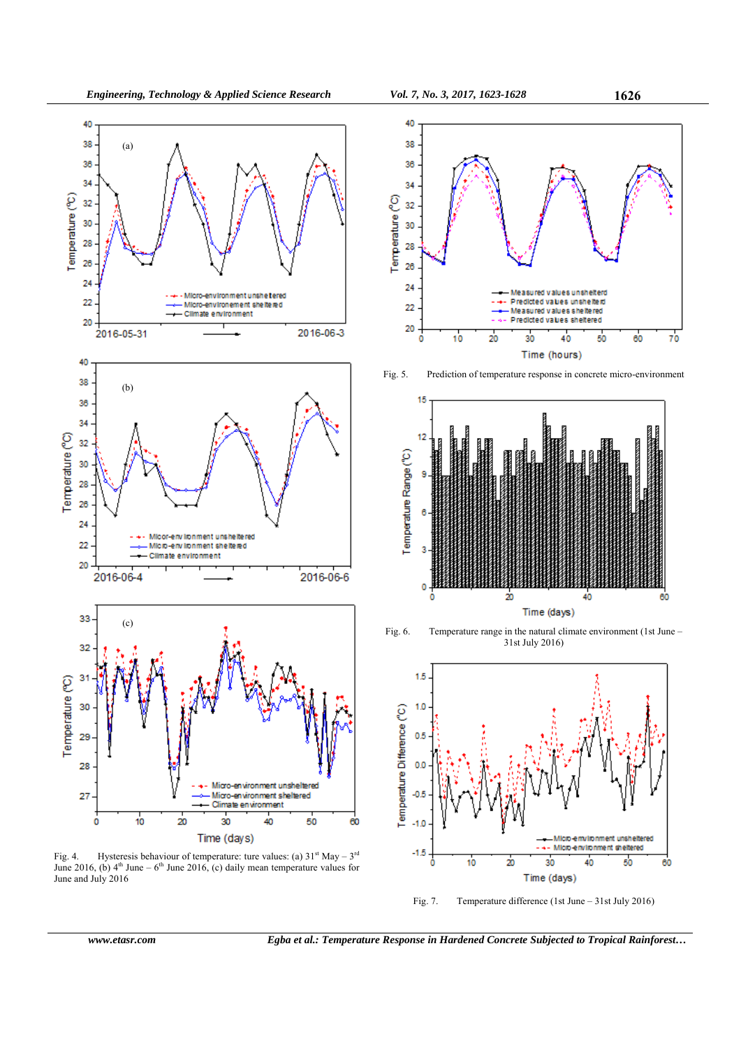Fig. 4. Hysteresis behaviour of temperature: ture values: (a) 31[st] May – 3[rd] June 2016, (b) 4[th] June – 6[th] June 2016, (c) daily mean temperature values for June and July 2016

Fig. 5. Prediction of temperature response in concrete micro-environment

Fig. 6. Temperature range in the natural climate environment (1st June – 31st July 2016)

Fig. 7. Temperature difference (1st June – 31st July 2016)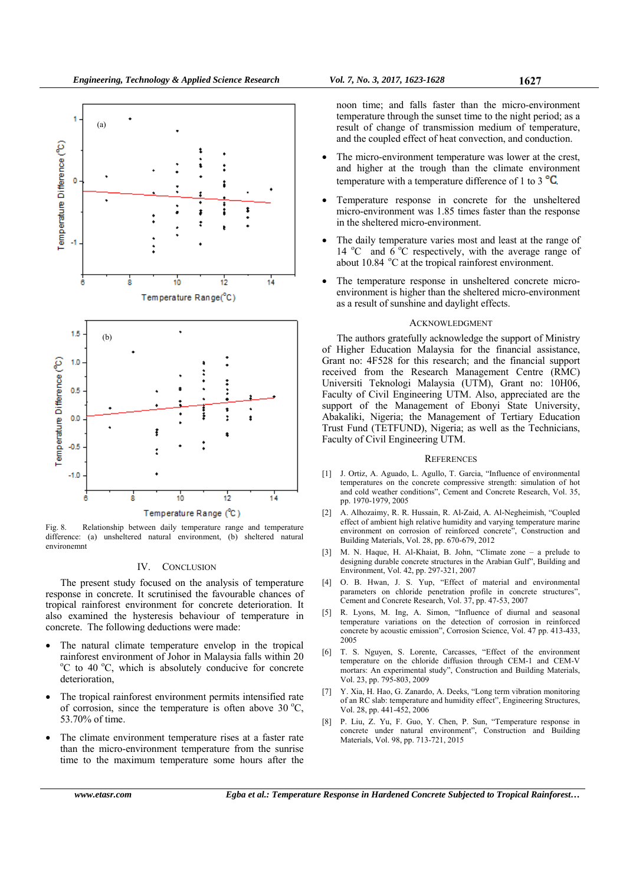Fig. 8. Relationship between daily temperature range and temperature difference: (a) unsheltered natural environment, (b) sheltered natural environemnt

## IV. CONCLUSION

The present study focused on the analysis of temperature response in concrete. It scrutinised the favourable chances of tropical rainforest environment for concrete deterioration. It also examined the hysteresis behaviour of temperature in concrete. The following deductions were made:

- The natural climate temperature envelop in the tropical rainforest environment of Johor in Malaysia falls within 20 $^{o}$C to 40 $^{o}$C, which is absolutely conducive for concrete deterioration,
- The tropical rainforest environment permits intensified rate of corrosion, since the temperature is often above 30 $^{o}$C, 53.70% of time.
- The climate environment temperature rises at a faster rate than the micro-environment temperature from the sunrise time to the maximum temperature some hours after the noon time; and falls faster than the micro-environment temperature through the sunset time to the night period; as a result of change of transmission medium of temperature, and the coupled effect of heat convection, and conduction.
- The micro-environment temperature was lower at the crest, and higher at the trough than the climate environment temperature with a temperature difference of 1 to 3 ℃.
- Temperature response in concrete for the unsheltered micro-environment was 1.85 times faster than the response in the sheltered micro-environment.
- The daily temperature varies most and least at the range of 14 $^{o}$C and 6 $^{o}$C respectively, with the average range of about 10.84 $^{o}$C at the tropical rainforest environment.
- The temperature response in unsheltered concrete micro-environment is higher than the sheltered micro-environment as a result of sunshine and daylight effects.

## ACKNOWLEDGMENT

The authors gratefully acknowledge the support of Ministry of Higher Education Malaysia for the financial assistance, Grant no: 4F528 for this research; and the financial support received from the Research Management Centre (RMC) Universiti Teknologi Malaysia (UTM), Grant no: 10H06, Faculty of Civil Engineering UTM. Also, appreciated are the support of the Management of Ebonyi State University, Abakaliki, Nigeria; the Management of Tertiary Education Trust Fund (TETFUND), Nigeria; as well as the Technicians, Faculty of Civil Engineering UTM.

## REFERENCES

[1] J. Ortiz, A. Aguado, L. Agullo, T. Garcia, "Influence of environmental temperatures on the concrete compressive strength: simulation of hot and cold weather conditions", Cement and Concrete Research, Vol. 35, pp. 1970-1979, 2005

[2] A. Alhozaimy, R. R. Hussain, R. Al-Zaid, A. Al-Negheimish, "Coupled effect of ambient high relative humidity and varying temperature marine environment on corrosion of reinforced concrete", Construction and Building Materials, Vol. 28, pp. 670-679, 2012

[3] M. N. Haque, H. Al-Khaiat, B. John, "Climate zone – a prelude to designing durable concrete structures in the Arabian Gulf", Building and Environment, Vol. 42, pp. 297-321, 2007

[4] O. B. Hwan, J. S. Yup, "Effect of material and environmental parameters on chloride penetration profile in concrete structures", Cement and Concrete Research, Vol. 37, pp. 47-53, 2007

[5] R. Lyons, M. Ing, A. Simon, "Influence of diurnal and seasonal temperature variations on the detection of corrosion in reinforced concrete by acoustic emission", Corrosion Science, Vol. 47 pp. 413-433, 2005

[6] T. S. Nguyen, S. Lorente, Carcasses, "Effect of the environment temperature on the chloride diffusion through CEM-1 and CEM-V mortars: An experimental study", Construction and Building Materials, Vol. 23, pp. 795-803, 2009

[7] Y. Xia, H. Hao, G. Zanardo, A. Deeks, "Long term vibration monitoring of an RC slab: temperature and humidity effect", Engineering Structures, Vol. 28, pp. 441-452, 2006

[8] P. Liu, Z. Yu, F. Guo, Y. Chen, P. Sun, "Temperature response in concrete under natural environment", Construction and Building Materials, Vol. 98, pp. 713-721, 2015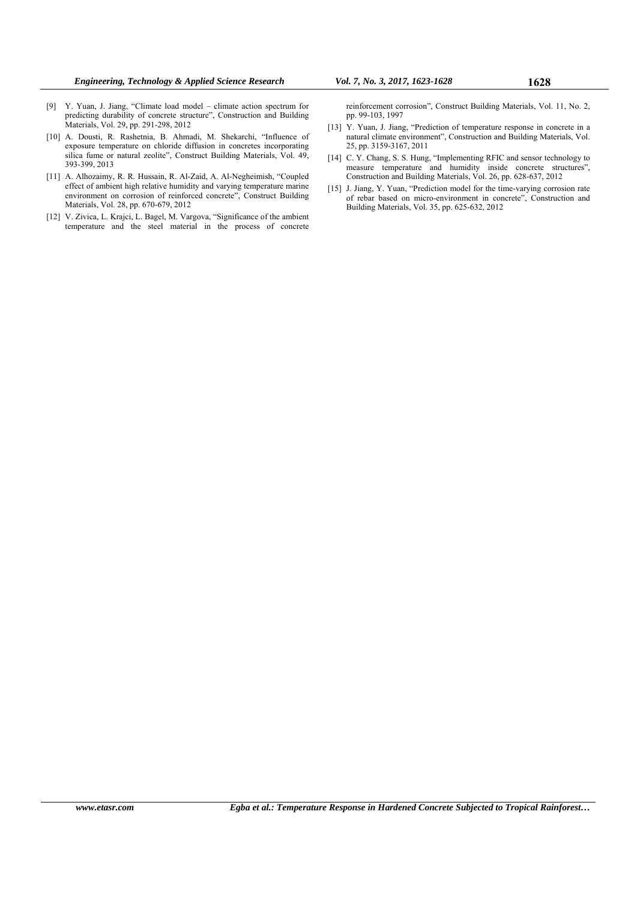[9] Y. Yuan, J. Jiang, "Climate load model – climate action spectrum for predicting durability of concrete structure", Construction and Building Materials, Vol. 29, pp. 291-298, 2012

[10] A. Dousti, R. Rashetnia, B. Ahmadi, M. Shekarchi, "Influence of exposure temperature on chloride diffusion in concretes incorporating silica fume or natural zeolite", Construct Building Materials, Vol. 49, 393-399, 2013

[11] A. Alhozaimy, R. R. Hussain, R. Al-Zaid, A. Al-Negheimish, "Coupled effect of ambient high relative humidity and varying temperature marine environment on corrosion of reinforced concrete", Construct Building Materials, Vol. 28, pp. 670-679, 2012

[12] V. Zivica, L. Krajci, L. Bagel, M. Vargova, "Significance of the ambient temperature and the steel material in the process of concrete reinforcement corrosion", Construct Building Materials, Vol. 11, No. 2, pp. 99-103, 1997

[13] Y. Yuan, J. Jiang, "Prediction of temperature response in concrete in a natural climate environment", Construction and Building Materials, Vol. 25, pp. 3159-3167, 2011

[14] C. Y. Chang, S. S. Hung, "Implementing RFIC and sensor technology to measure temperature and humidity inside concrete structures", Construction and Building Materials, Vol. 26, pp. 628-637, 2012

[15] J. Jiang, Y. Yuan, "Prediction model for the time-varying corrosion rate of rebar based on micro-environment in concrete", Construction and Building Materials, Vol. 35, pp. 625-632, 2012